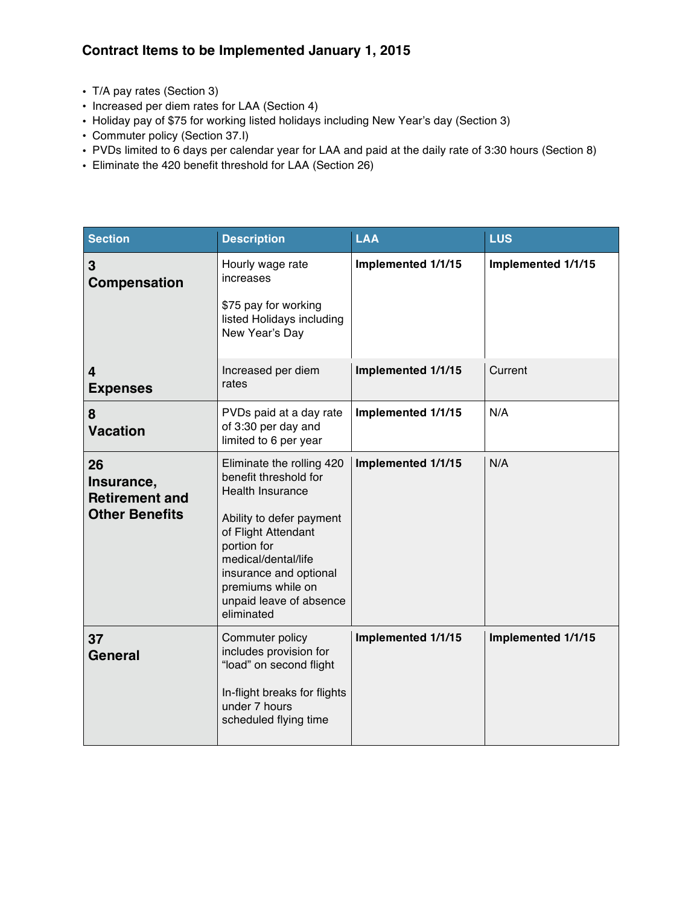## Contract Items to be Implemented January 1, 2015

- T/A pay rates (Section 3)
- Increased per diem rates for LAA (Section 4)
- Holiday pay of $75 for working listed holidays including New Year's day (Section 3)
- Commuter policy (Section 37.I)
- PVDs limited to 6 days per calendar year for LAA and paid at the daily rate of 3:30 hours (Section 8)
- Eliminate the 420 benefit threshold for LAA (Section 26)

| Section | Description | LAA | LUS |
|---|---|---|---|
| **3 Compensation** | Hourly wage rate increases<br><br>$75 pay for working listed Holidays including New Year's Day | **Implemented 1/1/15** | **Implemented 1/1/15** |
| **4 Expenses** | Increased per diem rates | **Implemented 1/1/15** | Current |
| **8 Vacation** | PVDs paid at a day rate of 3:30 per day and limited to 6 per year | **Implemented 1/1/15** | N/A |
| **26 Insurance, Retirement and Other Benefits** | Eliminate the rolling 420 benefit threshold for Health Insurance<br><br>Ability to defer payment of Flight Attendant portion for medical/dental/life insurance and optional premiums while on unpaid leave of absence eliminated | **Implemented 1/1/15** | N/A |
| **37 General** | Commuter policy includes provision for "load" on second flight<br><br>In-flight breaks for flights under 7 hours scheduled flying time | **Implemented 1/1/15** | **Implemented 1/1/15** |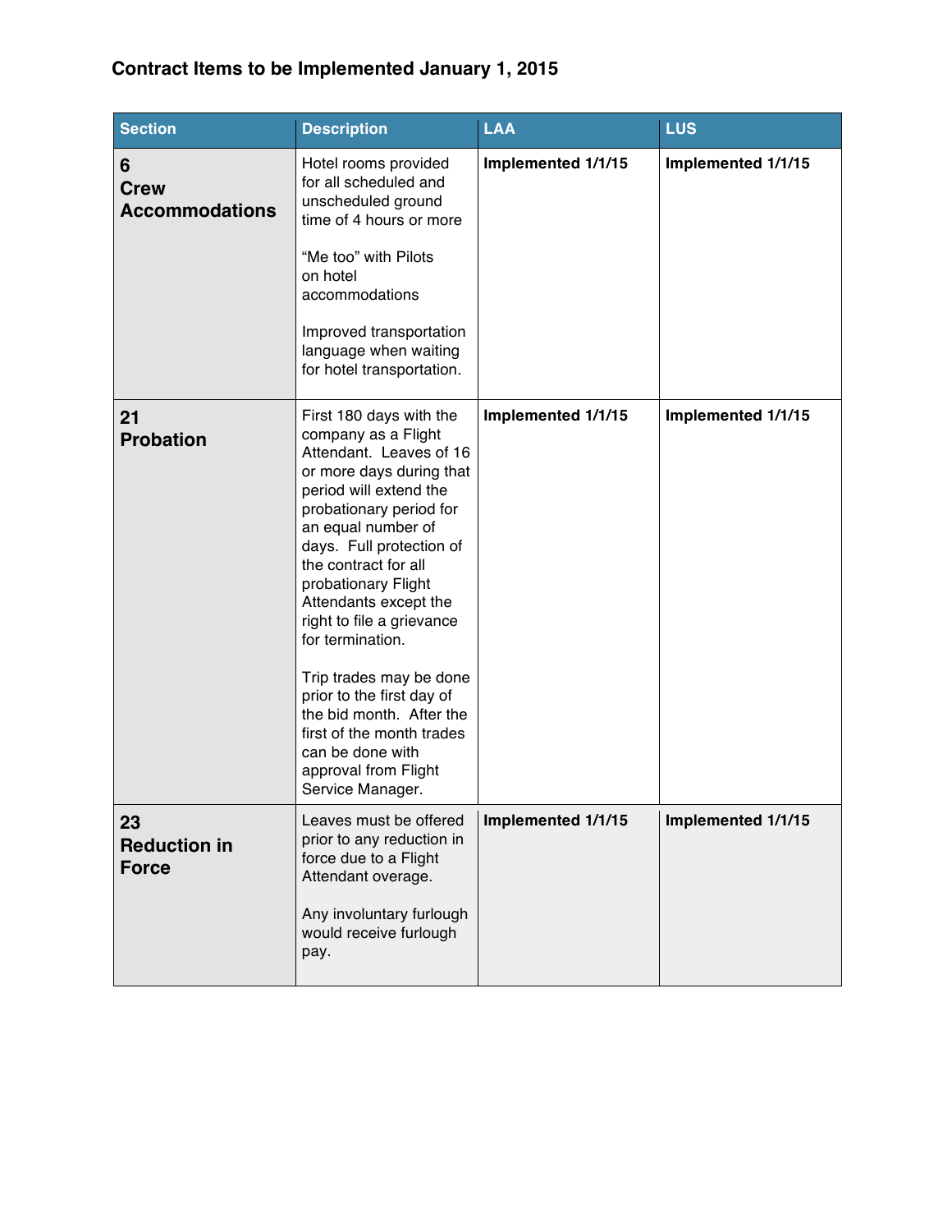## Contract Items to be Implemented January 1, 2015

| Section | Description | LAA | LUS |
|---|---|---|---|
| **6 Crew Accommodations** | Hotel rooms provided for all scheduled and unscheduled ground time of 4 hours or more<br><br>"Me too" with Pilots on hotel accommodations<br><br>Improved transportation language when waiting for hotel transportation. | **Implemented 1/1/15** | **Implemented 1/1/15** |
| **21 Probation** | First 180 days with the company as a Flight Attendant. Leaves of 16 or more days during that period will extend the probationary period for an equal number of days. Full protection of the contract for all probationary Flight Attendants except the right to file a grievance for termination.<br><br>Trip trades may be done prior to the first day of the bid month. After the first of the month trades can be done with approval from Flight Service Manager. | **Implemented 1/1/15** | **Implemented 1/1/15** |
| **23 Reduction in Force** | Leaves must be offered prior to any reduction in force due to a Flight Attendant overage.<br><br>Any involuntary furlough would receive furlough pay. | **Implemented 1/1/15** | **Implemented 1/1/15** |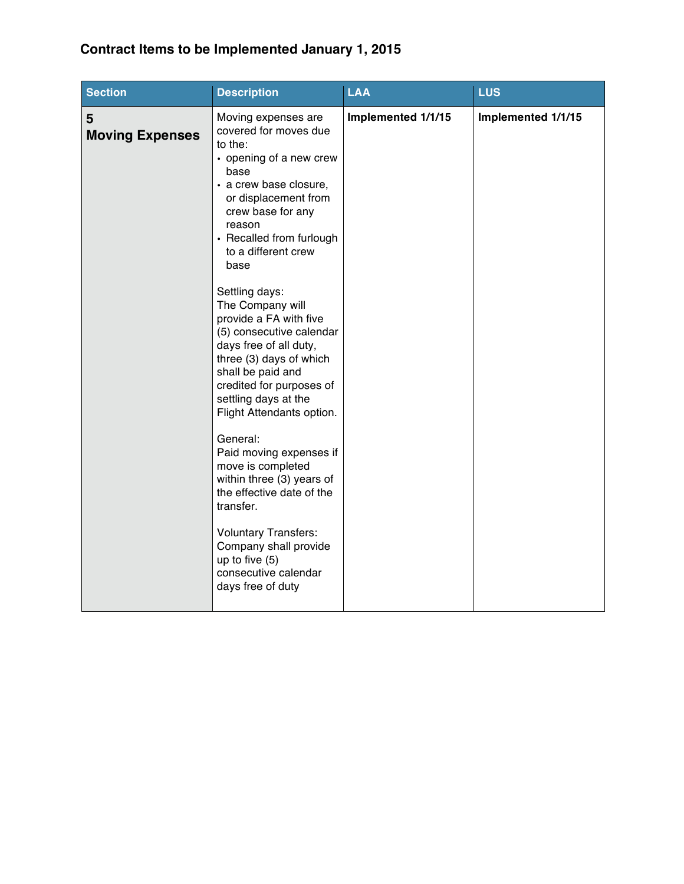## Contract Items to be Implemented January 1, 2015

| Section | Description | LAA | LUS |
|---|---|---|---|
| **5 Moving Expenses** | Moving expenses are covered for moves due to the:<br>• opening of a new crew base<br>• a crew base closure, or displacement from crew base for any reason<br>• Recalled from furlough to a different crew base<br><br>Settling days:<br>The Company will provide a FA with five (5) consecutive calendar days free of all duty, three (3) days of which shall be paid and credited for purposes of settling days at the Flight Attendants option.<br><br>General:<br>Paid moving expenses if move is completed within three (3) years of the effective date of the transfer.<br><br>Voluntary Transfers:<br>Company shall provide up to five (5) consecutive calendar days free of duty | **Implemented 1/1/15** | **Implemented 1/1/15** |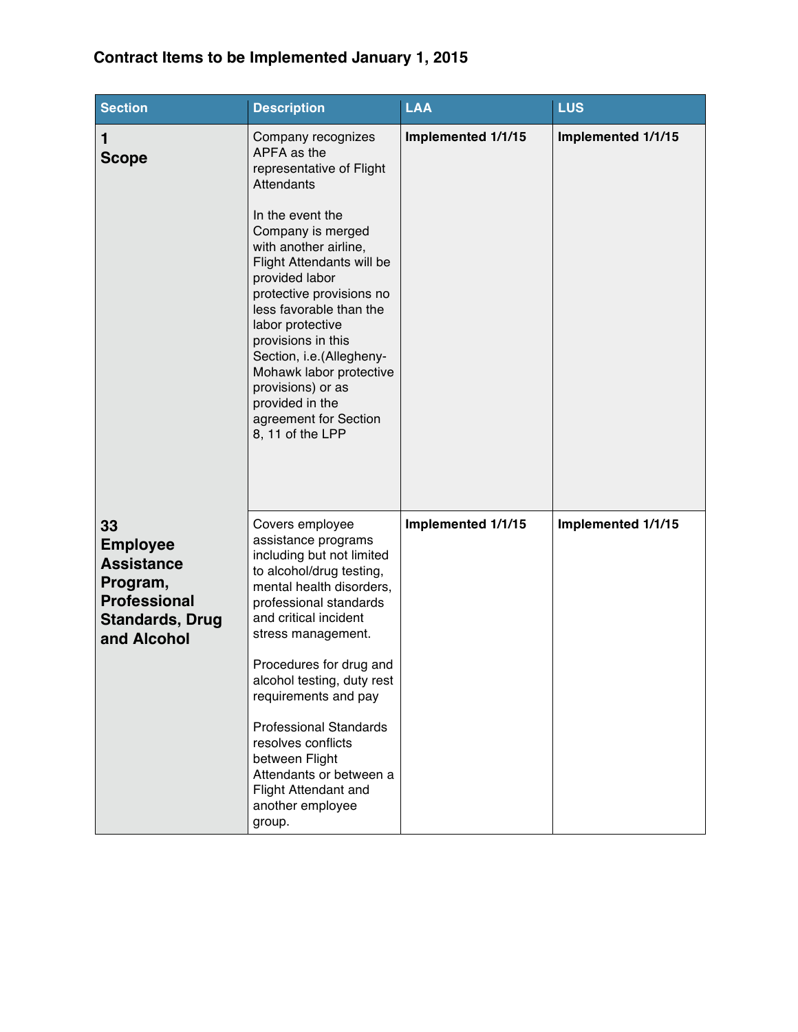## Contract Items to be Implemented January 1, 2015

| Section | Description | LAA | LUS |
|---|---|---|---|
| **1 Scope** | Company recognizes APFA as the representative of Flight Attendants<br><br>In the event the Company is merged with another airline, Flight Attendants will be provided labor protective provisions no less favorable than the labor protective provisions in this Section, i.e.(Allegheny-Mohawk labor protective provisions) or as provided in the agreement for Section 8, 11 of the LPP | **Implemented 1/1/15** | **Implemented 1/1/15** |
| **33 Employee Assistance Program, Professional Standards, Drug and Alcohol** | Covers employee assistance programs including but not limited to alcohol/drug testing, mental health disorders, professional standards and critical incident stress management.<br><br>Procedures for drug and alcohol testing, duty rest requirements and pay<br><br>Professional Standards resolves conflicts between Flight Attendants or between a Flight Attendant and another employee group. | **Implemented 1/1/15** | **Implemented 1/1/15** |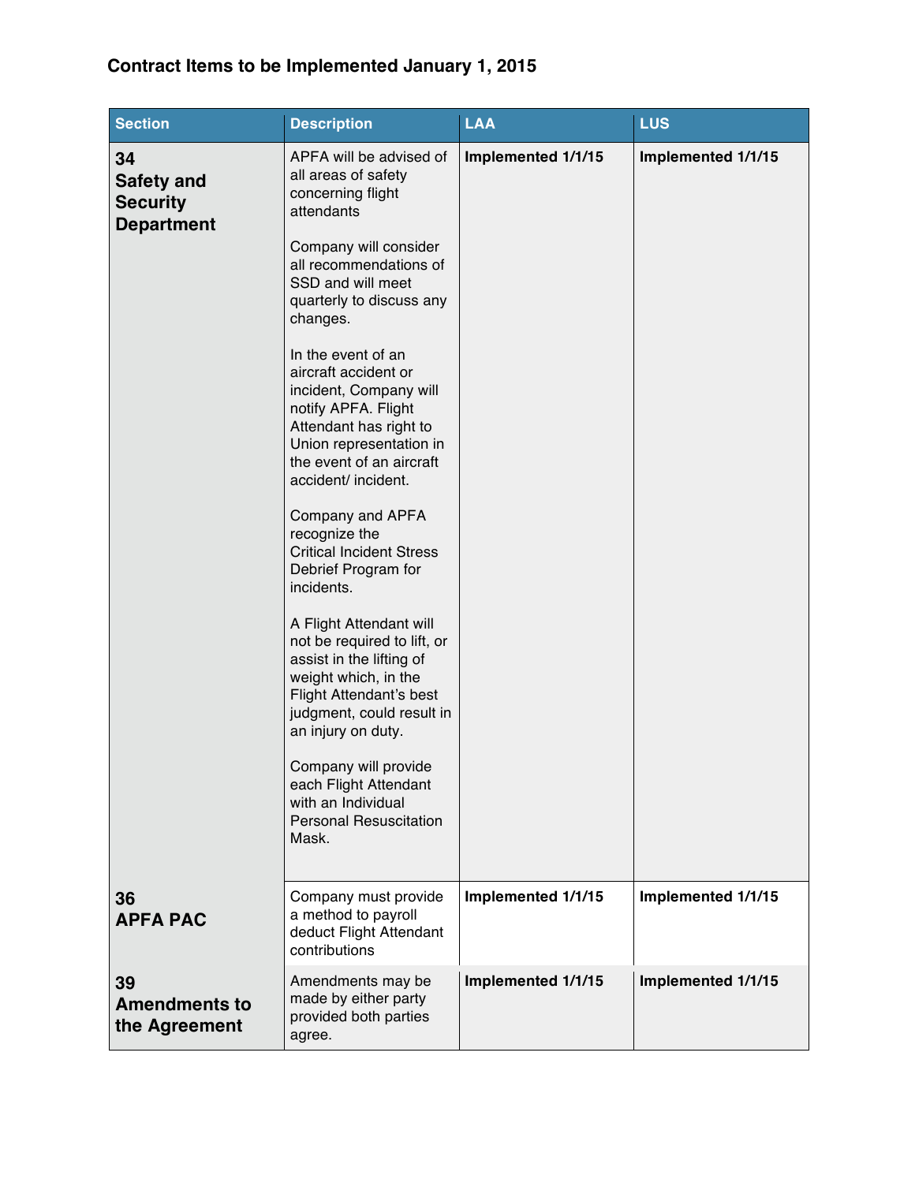# Contract Items to be Implemented January 1, 2015

| Section | Description | LAA | LUS |
|---|---|---|---|
| **34 Safety and Security Department** | APFA will be advised of all areas of safety concerning flight attendants<br><br>Company will consider all recommendations of SSD and will meet quarterly to discuss any changes.<br><br>In the event of an aircraft accident or incident, Company will notify APFA. Flight Attendant has right to Union representation in the event of an aircraft accident/ incident.<br><br>Company and APFA recognize the Critical Incident Stress Debrief Program for incidents.<br><br>A Flight Attendant will not be required to lift, or assist in the lifting of weight which, in the Flight Attendant's best judgment, could result in an injury on duty.<br><br>Company will provide each Flight Attendant with an Individual Personal Resuscitation Mask. | **Implemented 1/1/15** | **Implemented 1/1/15** |
| **36 APFA PAC** | Company must provide a method to payroll deduct Flight Attendant contributions | **Implemented 1/1/15** | **Implemented 1/1/15** |
| **39 Amendments to the Agreement** | Amendments may be made by either party provided both parties agree. | **Implemented 1/1/15** | **Implemented 1/1/15** |